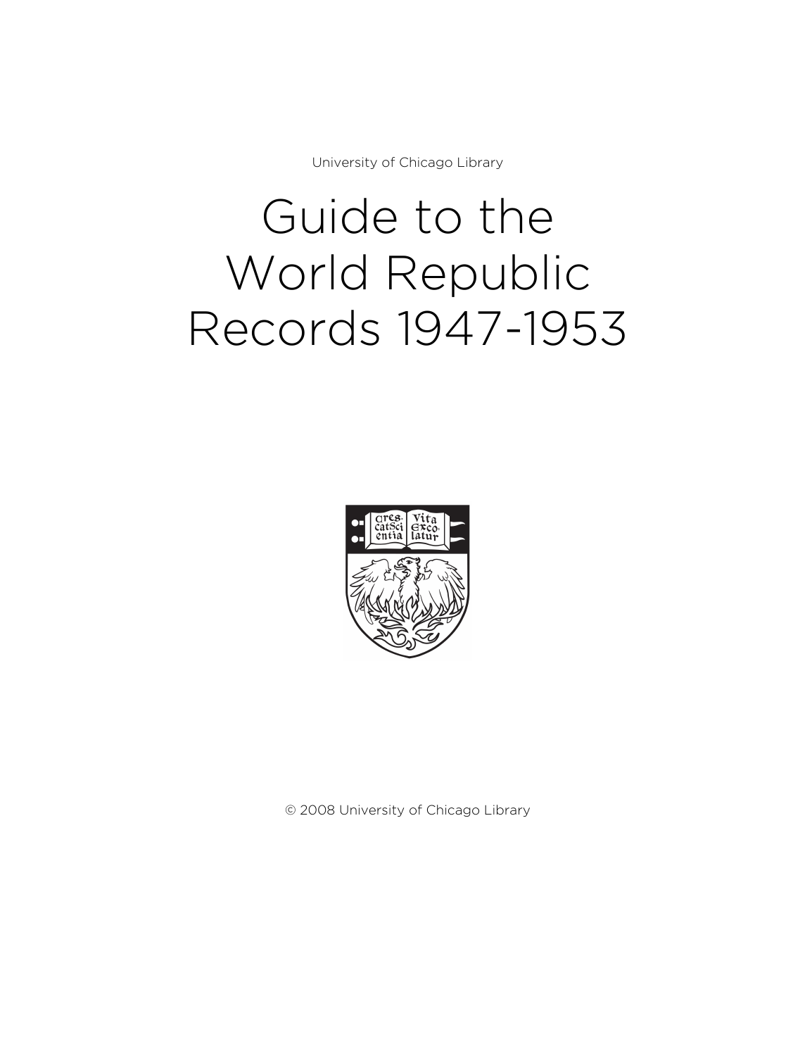University of Chicago Library

# Guide to the World Republic Records 1947-1953

© 2008 University of Chicago Library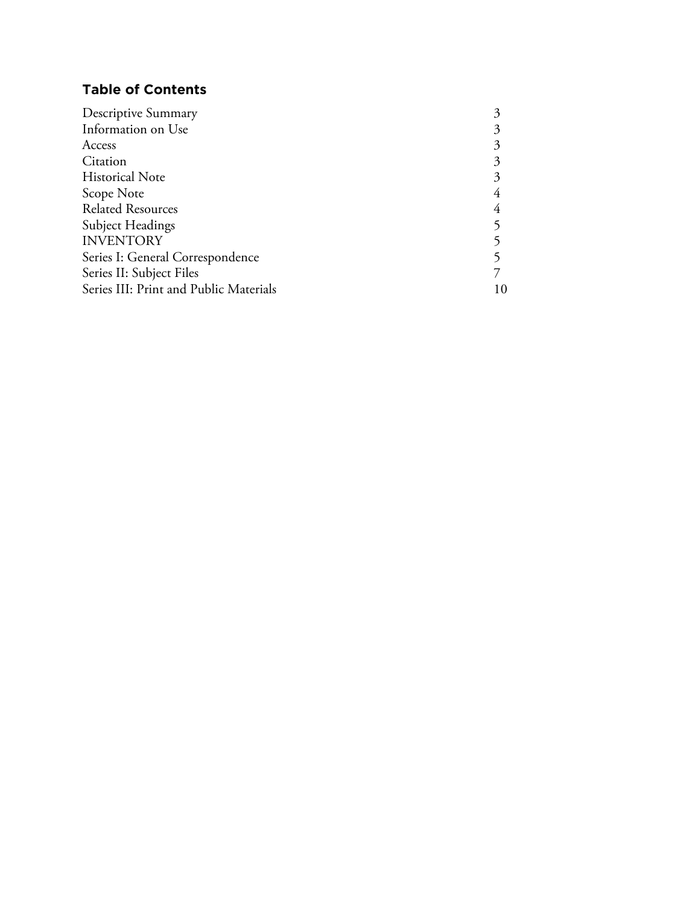## Table of Contents

| | |
|---|---|
| Descriptive Summary | 3 |
| Information on Use | 3 |
| Access | 3 |
| Citation | 3 |
| Historical Note | 3 |
| Scope Note | 4 |
| Related Resources | 4 |
| Subject Headings | 5 |
| INVENTORY | 5 |
| Series I: General Correspondence | 5 |
| Series II: Subject Files | 7 |
| Series III: Print and Public Materials | 10 |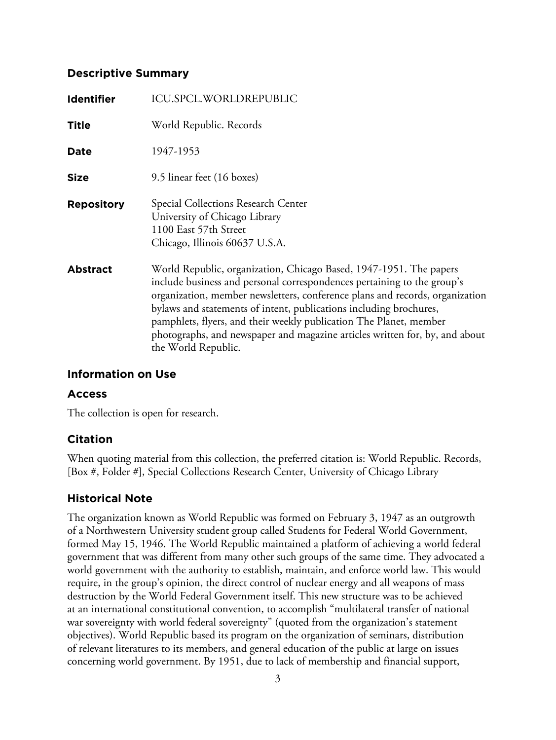## Descriptive Summary

**Identifier** ICU.SPCL.WORLDREPUBLIC

**Title** World Republic. Records

**Date** 1947-1953

**Size** 9.5 linear feet (16 boxes)

**Repository** Special Collections Research Center
University of Chicago Library
1100 East 57th Street
Chicago, Illinois 60637 U.S.A.

**Abstract** World Republic, organization, Chicago Based, 1947-1951. The papers include business and personal correspondences pertaining to the group's organization, member newsletters, conference plans and records, organization bylaws and statements of intent, publications including brochures, pamphlets, flyers, and their weekly publication The Planet, member photographs, and newspaper and magazine articles written for, by, and about the World Republic.

## Information on Use

### Access

The collection is open for research.

### Citation

When quoting material from this collection, the preferred citation is: World Republic. Records, [Box #, Folder #], Special Collections Research Center, University of Chicago Library

## Historical Note

The organization known as World Republic was formed on February 3, 1947 as an outgrowth of a Northwestern University student group called Students for Federal World Government, formed May 15, 1946. The World Republic maintained a platform of achieving a world federal government that was different from many other such groups of the same time. They advocated a world government with the authority to establish, maintain, and enforce world law. This would require, in the group's opinion, the direct control of nuclear energy and all weapons of mass destruction by the World Federal Government itself. This new structure was to be achieved at an international constitutional convention, to accomplish "multilateral transfer of national war sovereignty with world federal sovereignty" (quoted from the organization's statement objectives). World Republic based its program on the organization of seminars, distribution of relevant literatures to its members, and general education of the public at large on issues concerning world government. By 1951, due to lack of membership and financial support,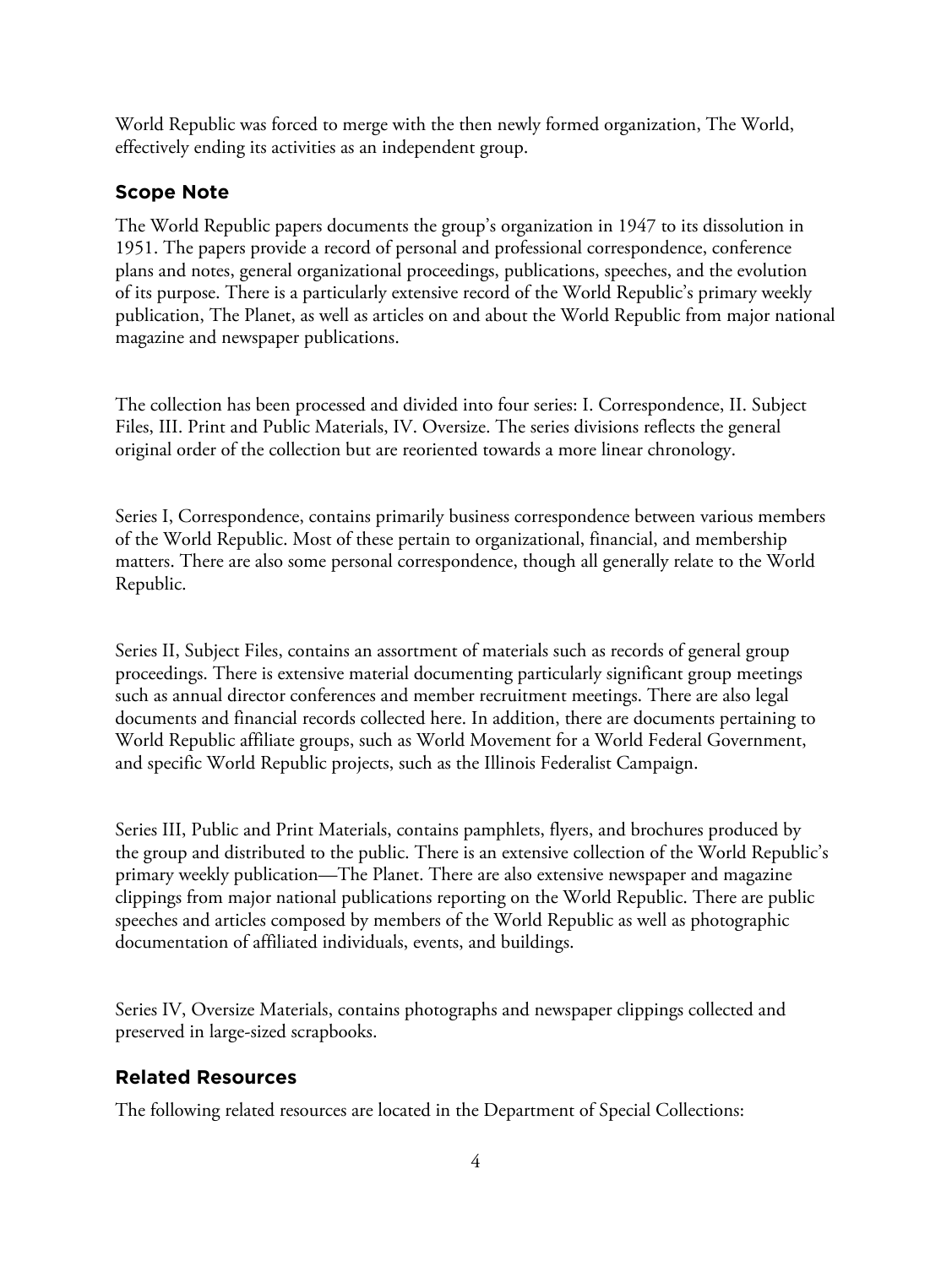World Republic was forced to merge with the then newly formed organization, The World, effectively ending its activities as an independent group.

## Scope Note

The World Republic papers documents the group's organization in 1947 to its dissolution in 1951. The papers provide a record of personal and professional correspondence, conference plans and notes, general organizational proceedings, publications, speeches, and the evolution of its purpose. There is a particularly extensive record of the World Republic's primary weekly publication, The Planet, as well as articles on and about the World Republic from major national magazine and newspaper publications.

The collection has been processed and divided into four series: I. Correspondence, II. Subject Files, III. Print and Public Materials, IV. Oversize. The series divisions reflects the general original order of the collection but are reoriented towards a more linear chronology.

Series I, Correspondence, contains primarily business correspondence between various members of the World Republic. Most of these pertain to organizational, financial, and membership matters. There are also some personal correspondence, though all generally relate to the World Republic.

Series II, Subject Files, contains an assortment of materials such as records of general group proceedings. There is extensive material documenting particularly significant group meetings such as annual director conferences and member recruitment meetings. There are also legal documents and financial records collected here. In addition, there are documents pertaining to World Republic affiliate groups, such as World Movement for a World Federal Government, and specific World Republic projects, such as the Illinois Federalist Campaign.

Series III, Public and Print Materials, contains pamphlets, flyers, and brochures produced by the group and distributed to the public. There is an extensive collection of the World Republic's primary weekly publication—The Planet. There are also extensive newspaper and magazine clippings from major national publications reporting on the World Republic. There are public speeches and articles composed by members of the World Republic as well as photographic documentation of affiliated individuals, events, and buildings.

Series IV, Oversize Materials, contains photographs and newspaper clippings collected and preserved in large-sized scrapbooks.

## Related Resources

The following related resources are located in the Department of Special Collections: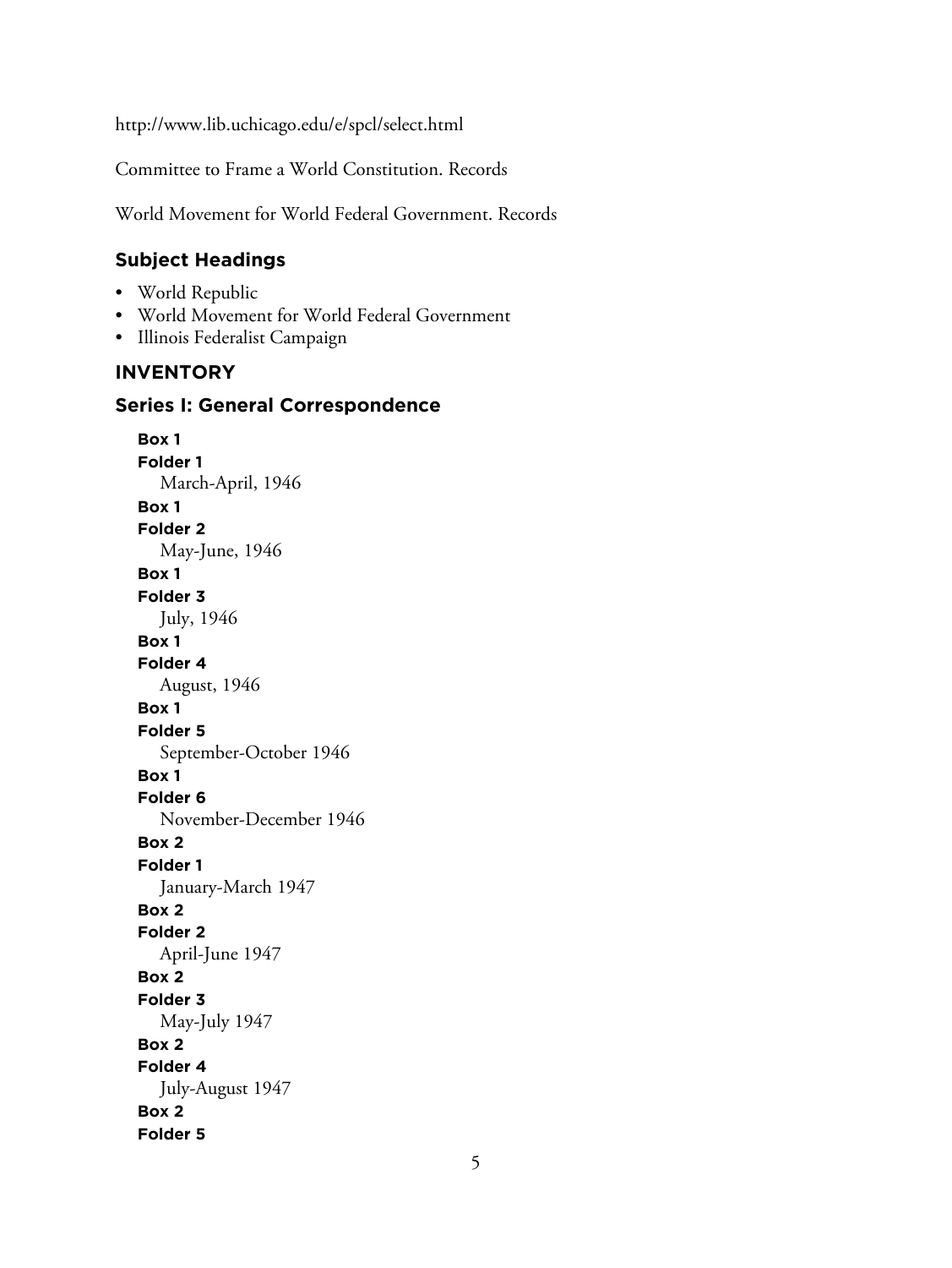http://www.lib.uchicago.edu/e/spcl/select.html

Committee to Frame a World Constitution. Records

World Movement for World Federal Government. Records

## Subject Headings

- World Republic
- World Movement for World Federal Government
- Illinois Federalist Campaign

## INVENTORY

### Series I: General Correspondence

**Box 1**
**Folder 1**
March-April, 1946

**Box 1**
**Folder 2**
May-June, 1946

**Box 1**
**Folder 3**
July, 1946

**Box 1**
**Folder 4**
August, 1946

**Box 1**
**Folder 5**
September-October 1946

**Box 1**
**Folder 6**
November-December 1946

**Box 2**
**Folder 1**
January-March 1947

**Box 2**
**Folder 2**
April-June 1947

**Box 2**
**Folder 3**
May-July 1947

**Box 2**
**Folder 4**
July-August 1947

**Box 2**
**Folder 5**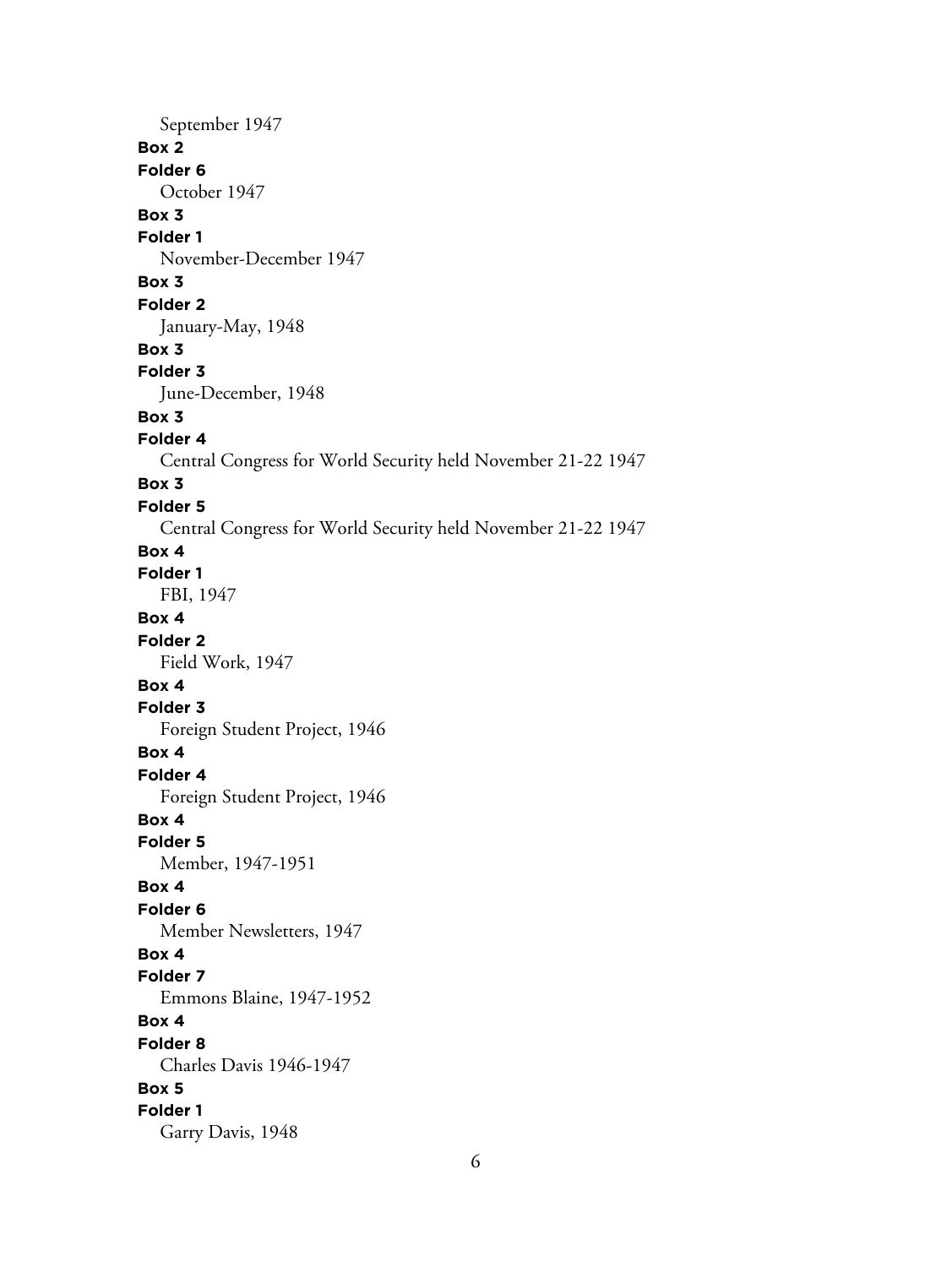September 1947

**Box 2**

**Folder 6**

October 1947

**Box 3**

**Folder 1**

November-December 1947

**Box 3**

**Folder 2**

January-May, 1948

**Box 3**

**Folder 3**

June-December, 1948

**Box 3**

**Folder 4**

Central Congress for World Security held November 21-22 1947

**Box 3**

**Folder 5**

Central Congress for World Security held November 21-22 1947

**Box 4**

**Folder 1**

FBI, 1947

**Box 4**

**Folder 2**

Field Work, 1947

**Box 4**

**Folder 3**

Foreign Student Project, 1946

**Box 4**

**Folder 4**

Foreign Student Project, 1946

**Box 4**

**Folder 5**

Member, 1947-1951

**Box 4**

**Folder 6**

Member Newsletters, 1947

**Box 4**

**Folder 7**

Emmons Blaine, 1947-1952

**Box 4**

**Folder 8**

Charles Davis 1946-1947

**Box 5**

**Folder 1**

Garry Davis, 1948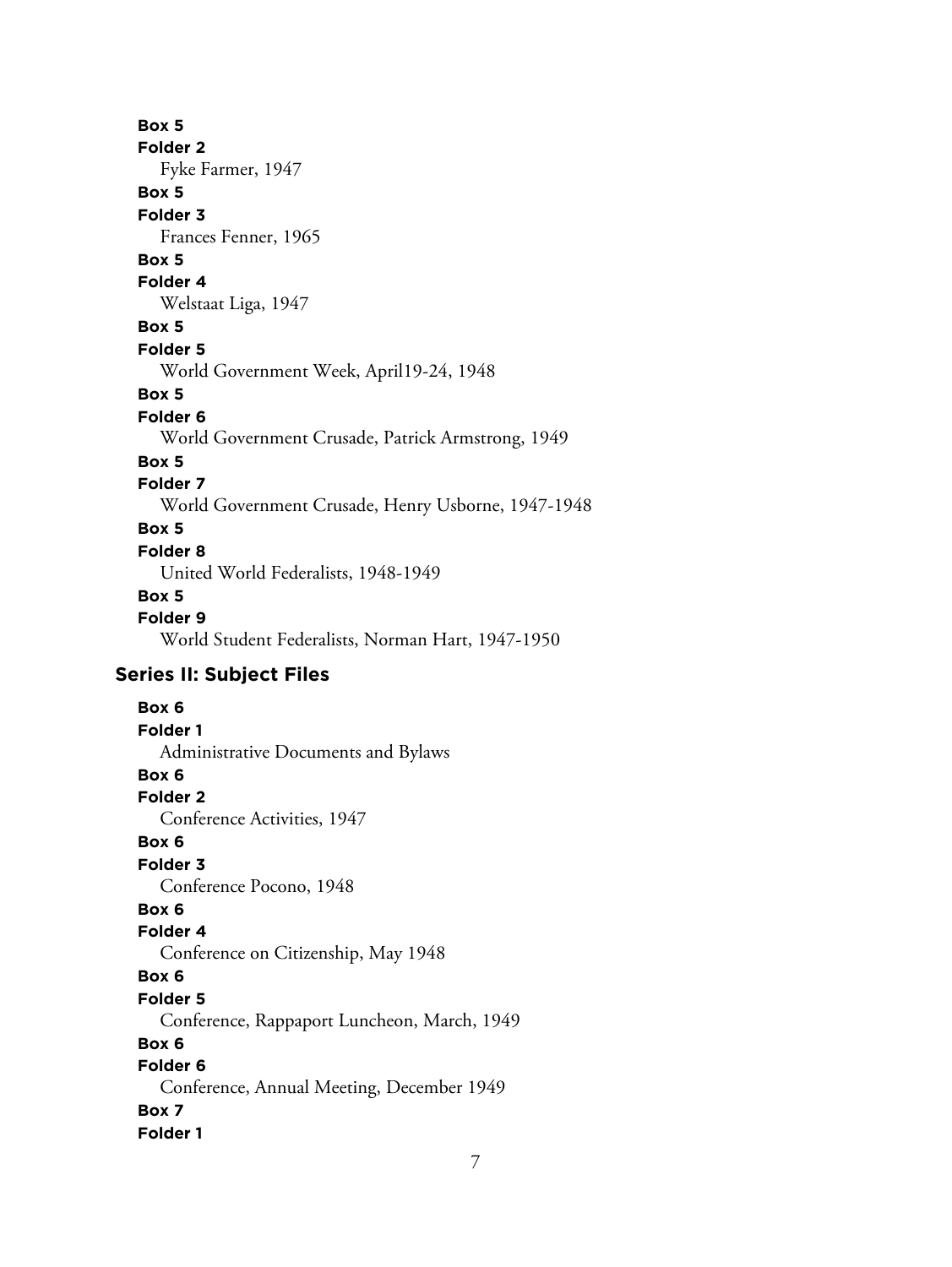**Box 5**
**Folder 2**
Fyke Farmer, 1947
**Box 5**
**Folder 3**
Frances Fenner, 1965
**Box 5**
**Folder 4**
Welstaat Liga, 1947
**Box 5**
**Folder 5**
World Government Week, April19-24, 1948
**Box 5**
**Folder 6**
World Government Crusade, Patrick Armstrong, 1949
**Box 5**
**Folder 7**
World Government Crusade, Henry Usborne, 1947-1948
**Box 5**
**Folder 8**
United World Federalists, 1948-1949
**Box 5**
**Folder 9**
World Student Federalists, Norman Hart, 1947-1950

## Series II: Subject Files

**Box 6**
**Folder 1**
Administrative Documents and Bylaws
**Box 6**
**Folder 2**
Conference Activities, 1947
**Box 6**
**Folder 3**
Conference Pocono, 1948
**Box 6**
**Folder 4**
Conference on Citizenship, May 1948
**Box 6**
**Folder 5**
Conference, Rappaport Luncheon, March, 1949
**Box 6**
**Folder 6**
Conference, Annual Meeting, December 1949
**Box 7**
**Folder 1**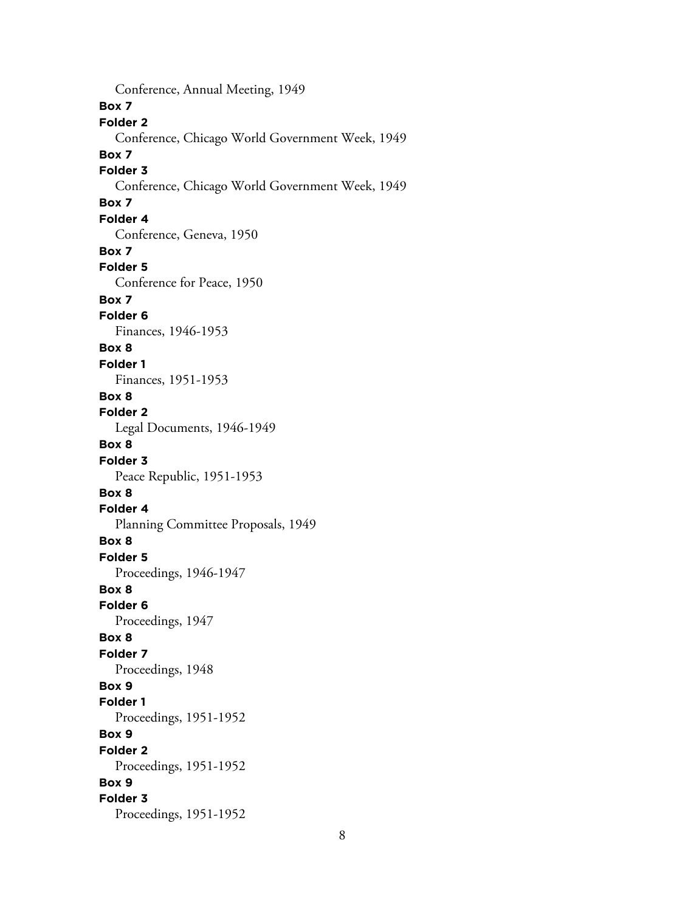Conference, Annual Meeting, 1949

**Box 7**

**Folder 2**

Conference, Chicago World Government Week, 1949

**Box 7**

**Folder 3**

Conference, Chicago World Government Week, 1949

**Box 7**

**Folder 4**

Conference, Geneva, 1950

**Box 7**

**Folder 5**

Conference for Peace, 1950

**Box 7**

**Folder 6**

Finances, 1946-1953

**Box 8**

**Folder 1**

Finances, 1951-1953

**Box 8**

**Folder 2**

Legal Documents, 1946-1949

**Box 8**

**Folder 3**

Peace Republic, 1951-1953

**Box 8**

**Folder 4**

Planning Committee Proposals, 1949

**Box 8**

**Folder 5**

Proceedings, 1946-1947

**Box 8**

**Folder 6**

Proceedings, 1947

**Box 8**

**Folder 7**

Proceedings, 1948

**Box 9**

**Folder 1**

Proceedings, 1951-1952

**Box 9**

**Folder 2**

Proceedings, 1951-1952

**Box 9**

**Folder 3**

Proceedings, 1951-1952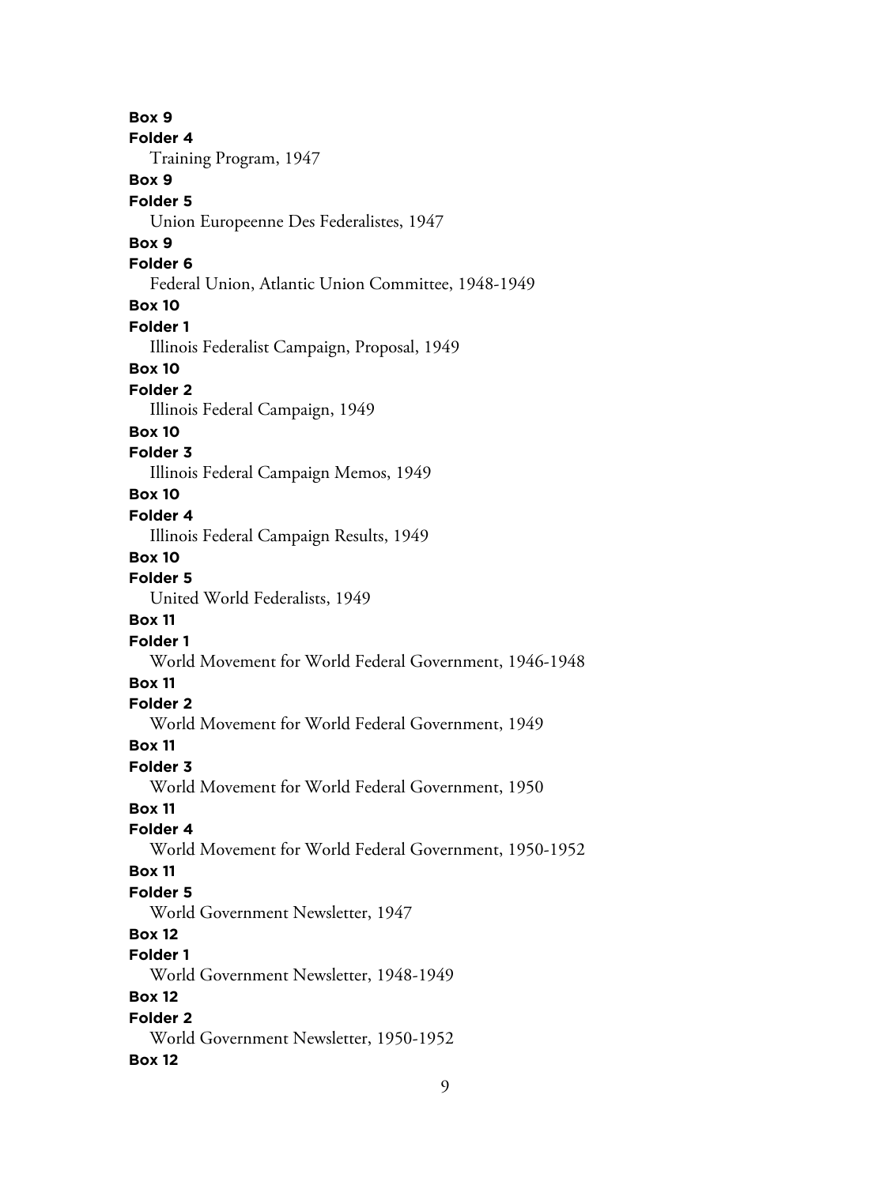**Box 9**
**Folder 4**
Training Program, 1947
**Box 9**
**Folder 5**
Union Europeenne Des Federalistes, 1947
**Box 9**
**Folder 6**
Federal Union, Atlantic Union Committee, 1948-1949
**Box 10**
**Folder 1**
Illinois Federalist Campaign, Proposal, 1949
**Box 10**
**Folder 2**
Illinois Federal Campaign, 1949
**Box 10**
**Folder 3**
Illinois Federal Campaign Memos, 1949
**Box 10**
**Folder 4**
Illinois Federal Campaign Results, 1949
**Box 10**
**Folder 5**
United World Federalists, 1949
**Box 11**
**Folder 1**
World Movement for World Federal Government, 1946-1948
**Box 11**
**Folder 2**
World Movement for World Federal Government, 1949
**Box 11**
**Folder 3**
World Movement for World Federal Government, 1950
**Box 11**
**Folder 4**
World Movement for World Federal Government, 1950-1952
**Box 11**
**Folder 5**
World Government Newsletter, 1947
**Box 12**
**Folder 1**
World Government Newsletter, 1948-1949
**Box 12**
**Folder 2**
World Government Newsletter, 1950-1952
**Box 12**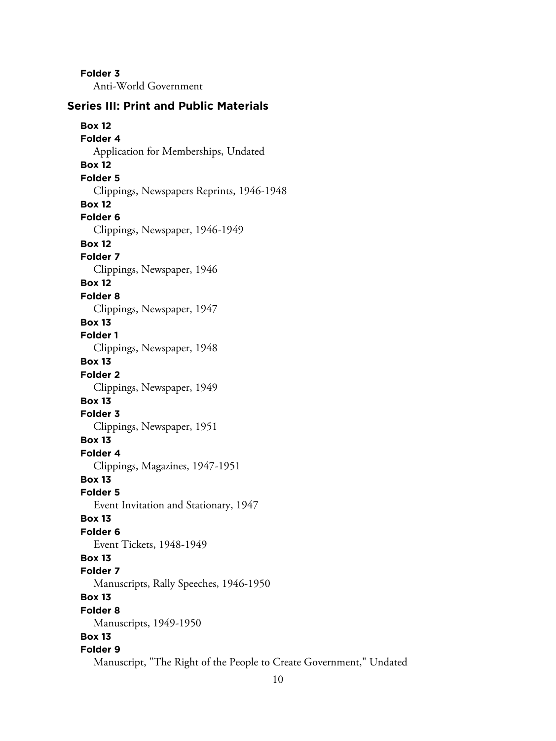**Folder 3**
Anti-World Government

## Series III: Print and Public Materials

**Box 12**
**Folder 4**
Application for Memberships, Undated

**Box 12**
**Folder 5**
Clippings, Newspapers Reprints, 1946-1948

**Box 12**
**Folder 6**
Clippings, Newspaper, 1946-1949

**Box 12**
**Folder 7**
Clippings, Newspaper, 1946

**Box 12**
**Folder 8**
Clippings, Newspaper, 1947

**Box 13**
**Folder 1**
Clippings, Newspaper, 1948

**Box 13**
**Folder 2**
Clippings, Newspaper, 1949

**Box 13**
**Folder 3**
Clippings, Newspaper, 1951

**Box 13**
**Folder 4**
Clippings, Magazines, 1947-1951

**Box 13**
**Folder 5**
Event Invitation and Stationary, 1947

**Box 13**
**Folder 6**
Event Tickets, 1948-1949

**Box 13**
**Folder 7**
Manuscripts, Rally Speeches, 1946-1950

**Box 13**
**Folder 8**
Manuscripts, 1949-1950

**Box 13**
**Folder 9**
Manuscript, "The Right of the People to Create Government," Undated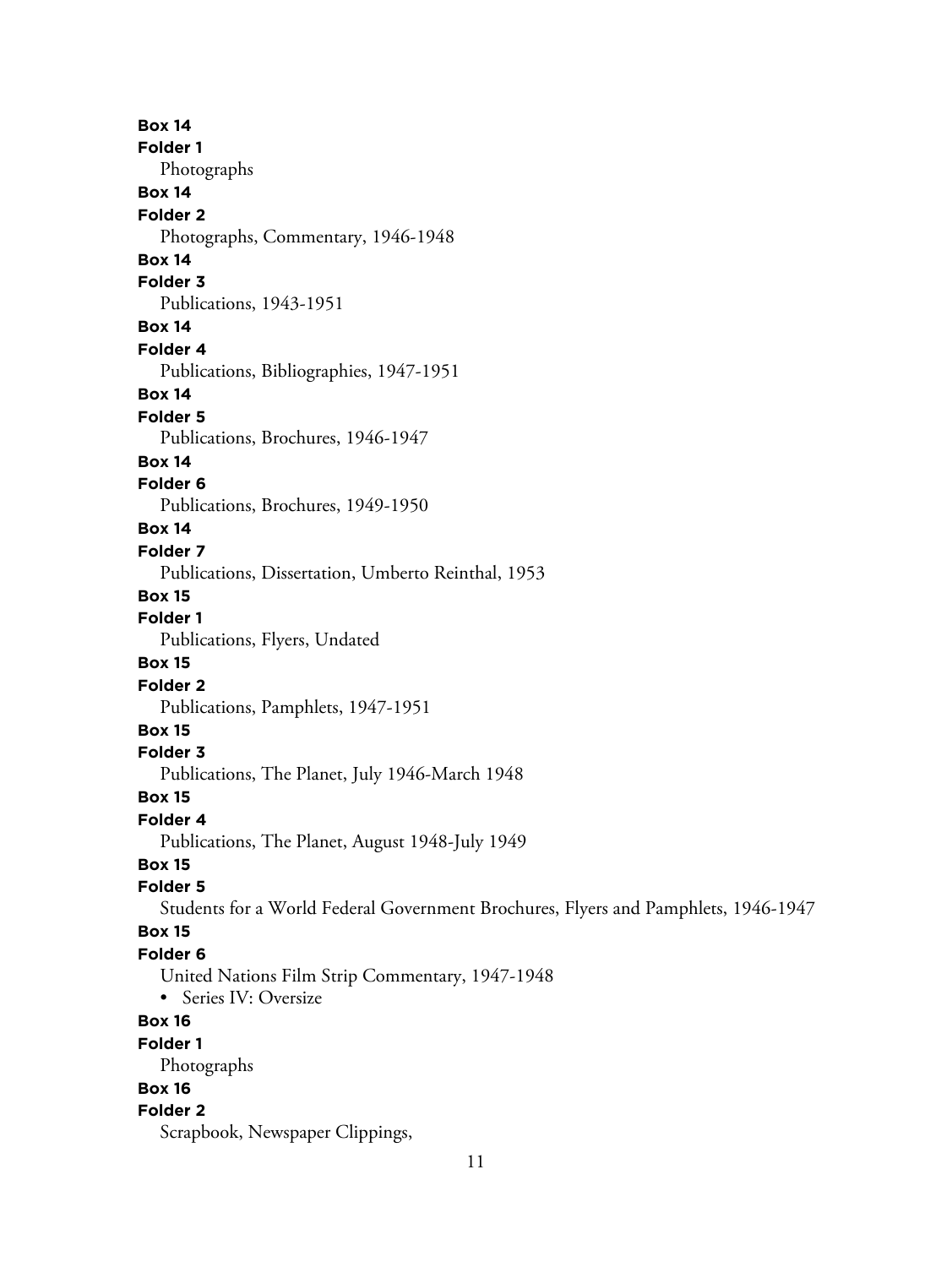**Box 14**
**Folder 1**
Photographs

**Box 14**
**Folder 2**
Photographs, Commentary, 1946-1948

**Box 14**
**Folder 3**
Publications, 1943-1951

**Box 14**
**Folder 4**
Publications, Bibliographies, 1947-1951

**Box 14**
**Folder 5**
Publications, Brochures, 1946-1947

**Box 14**
**Folder 6**
Publications, Brochures, 1949-1950

**Box 14**
**Folder 7**
Publications, Dissertation, Umberto Reinthal, 1953

**Box 15**
**Folder 1**
Publications, Flyers, Undated

**Box 15**
**Folder 2**
Publications, Pamphlets, 1947-1951

**Box 15**
**Folder 3**
Publications, The Planet, July 1946-March 1948

**Box 15**
**Folder 4**
Publications, The Planet, August 1948-July 1949

**Box 15**
**Folder 5**
Students for a World Federal Government Brochures, Flyers and Pamphlets, 1946-1947

**Box 15**
**Folder 6**
United Nations Film Strip Commentary, 1947-1948

- Series IV: Oversize

**Box 16**
**Folder 1**
Photographs

**Box 16**
**Folder 2**
Scrapbook, Newspaper Clippings,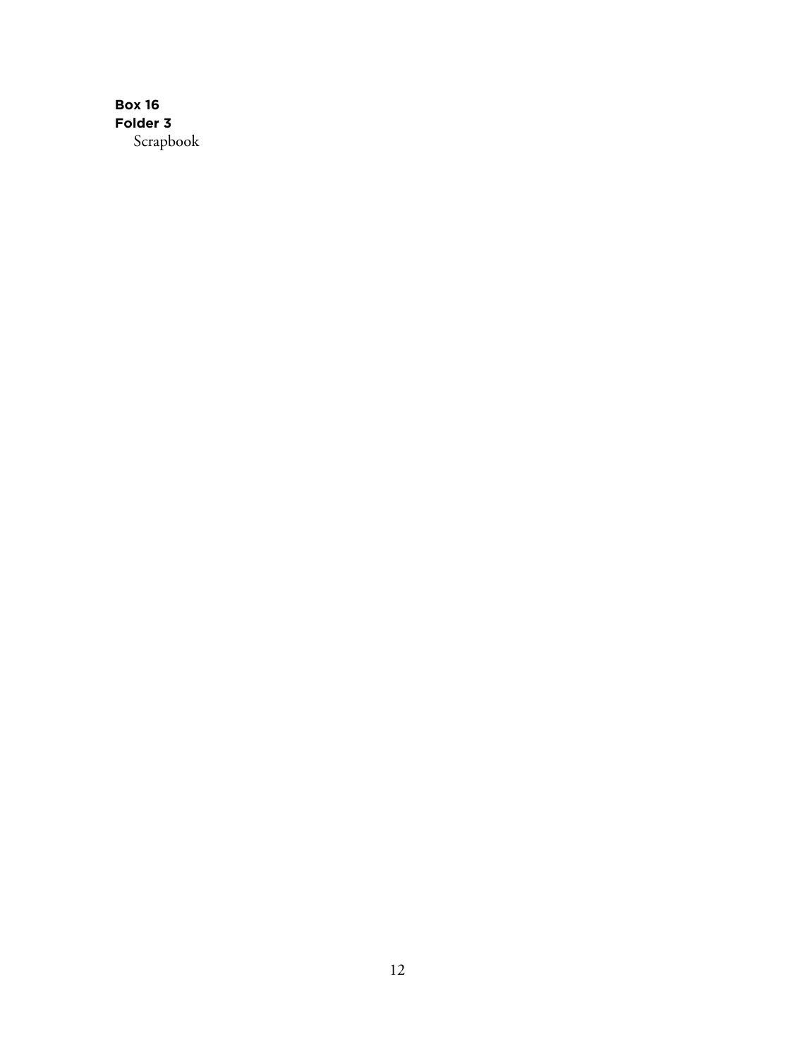**Box 16**
**Folder 3**
Scrapbook